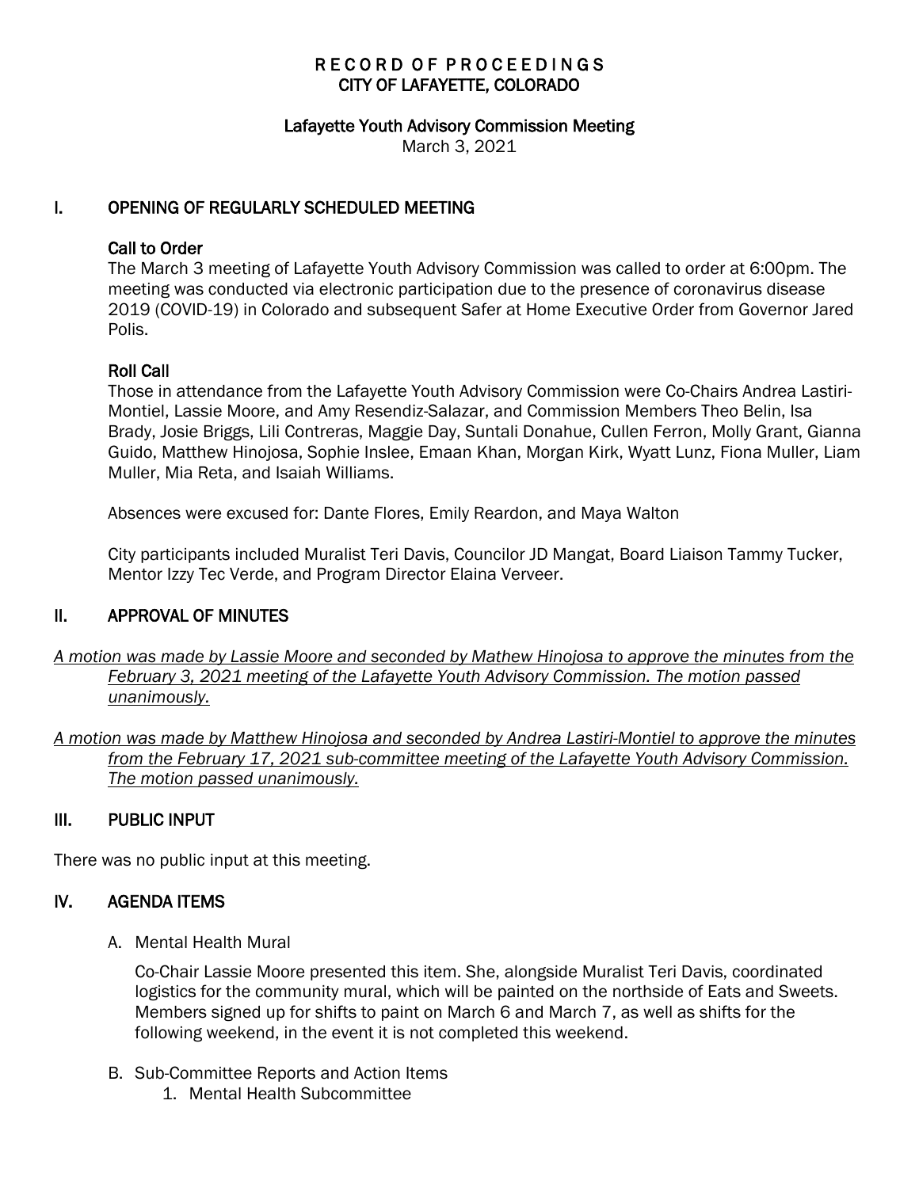# RECORD OF PROCEEDINGS
# CITY OF LAFAYETTE, COLORADO

## Lafayette Youth Advisory Commission Meeting

March 3, 2021

## I. OPENING OF REGULARLY SCHEDULED MEETING

### Call to Order

The March 3 meeting of Lafayette Youth Advisory Commission was called to order at 6:00pm. The meeting was conducted via electronic participation due to the presence of coronavirus disease 2019 (COVID-19) in Colorado and subsequent Safer at Home Executive Order from Governor Jared Polis.

### Roll Call

Those in attendance from the Lafayette Youth Advisory Commission were Co-Chairs Andrea Lastiri-Montiel, Lassie Moore, and Amy Resendiz-Salazar, and Commission Members Theo Belin, Isa Brady, Josie Briggs, Lili Contreras, Maggie Day, Suntali Donahue, Cullen Ferron, Molly Grant, Gianna Guido, Matthew Hinojosa, Sophie Inslee, Emaan Khan, Morgan Kirk, Wyatt Lunz, Fiona Muller, Liam Muller, Mia Reta, and Isaiah Williams.

Absences were excused for: Dante Flores, Emily Reardon, and Maya Walton

City participants included Muralist Teri Davis, Councilor JD Mangat, Board Liaison Tammy Tucker, Mentor Izzy Tec Verde, and Program Director Elaina Verveer.

## II. APPROVAL OF MINUTES

*A motion was made by Lassie Moore and seconded by Mathew Hinojosa to approve the minutes from the February 3, 2021 meeting of the Lafayette Youth Advisory Commission. The motion passed unanimously.*

*A motion was made by Matthew Hinojosa and seconded by Andrea Lastiri-Montiel to approve the minutes from the February 17, 2021 sub-committee meeting of the Lafayette Youth Advisory Commission. The motion passed unanimously.*

## III. PUBLIC INPUT

There was no public input at this meeting.

## IV. AGENDA ITEMS

A. Mental Health Mural

Co-Chair Lassie Moore presented this item. She, alongside Muralist Teri Davis, coordinated logistics for the community mural, which will be painted on the northside of Eats and Sweets. Members signed up for shifts to paint on March 6 and March 7, as well as shifts for the following weekend, in the event it is not completed this weekend.

B. Sub-Committee Reports and Action Items

1. Mental Health Subcommittee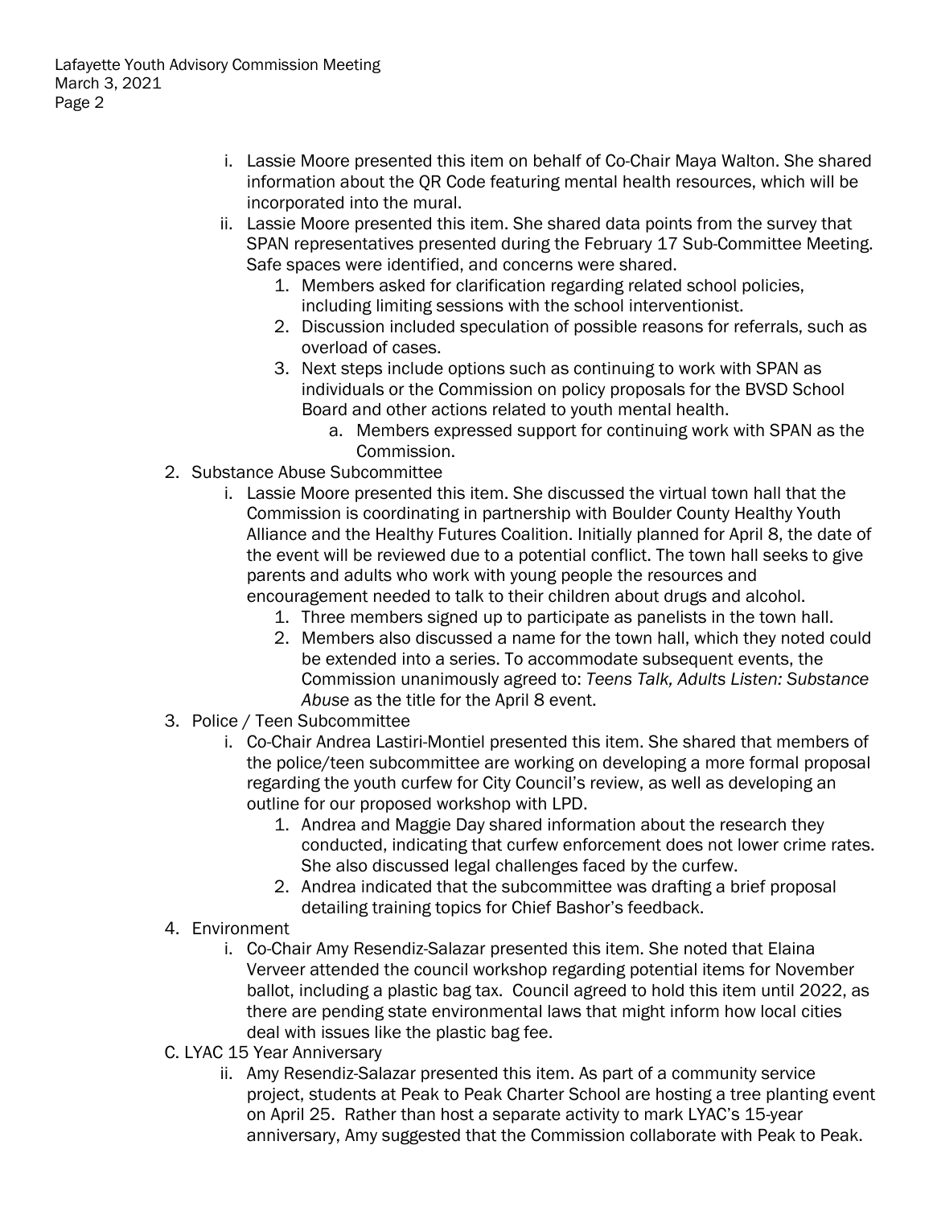i. Lassie Moore presented this item on behalf of Co-Chair Maya Walton. She shared information about the QR Code featuring mental health resources, which will be incorporated into the mural.
   ii. Lassie Moore presented this item. She shared data points from the survey that SPAN representatives presented during the February 17 Sub-Committee Meeting. Safe spaces were identified, and concerns were shared.
      1. Members asked for clarification regarding related school policies, including limiting sessions with the school interventionist.
      2. Discussion included speculation of possible reasons for referrals, such as overload of cases.
      3. Next steps include options such as continuing to work with SPAN as individuals or the Commission on policy proposals for the BVSD School Board and other actions related to youth mental health.
         a. Members expressed support for continuing work with SPAN as the Commission.

2. Substance Abuse Subcommittee
   i. Lassie Moore presented this item. She discussed the virtual town hall that the Commission is coordinating in partnership with Boulder County Healthy Youth Alliance and the Healthy Futures Coalition. Initially planned for April 8, the date of the event will be reviewed due to a potential conflict. The town hall seeks to give parents and adults who work with young people the resources and encouragement needed to talk to their children about drugs and alcohol.
      1. Three members signed up to participate as panelists in the town hall.
      2. Members also discussed a name for the town hall, which they noted could be extended into a series. To accommodate subsequent events, the Commission unanimously agreed to: *Teens Talk, Adults Listen: Substance Abuse* as the title for the April 8 event.

3. Police / Teen Subcommittee
   i. Co-Chair Andrea Lastiri-Montiel presented this item. She shared that members of the police/teen subcommittee are working on developing a more formal proposal regarding the youth curfew for City Council's review, as well as developing an outline for our proposed workshop with LPD.
      1. Andrea and Maggie Day shared information about the research they conducted, indicating that curfew enforcement does not lower crime rates. She also discussed legal challenges faced by the curfew.
      2. Andrea indicated that the subcommittee was drafting a brief proposal detailing training topics for Chief Bashor's feedback.

4. Environment
   i. Co-Chair Amy Resendiz-Salazar presented this item. She noted that Elaina Verveer attended the council workshop regarding potential items for November ballot, including a plastic bag tax. Council agreed to hold this item until 2022, as there are pending state environmental laws that might inform how local cities deal with issues like the plastic bag fee.

C. LYAC 15 Year Anniversary
   ii. Amy Resendiz-Salazar presented this item. As part of a community service project, students at Peak to Peak Charter School are hosting a tree planting event on April 25. Rather than host a separate activity to mark LYAC's 15-year anniversary, Amy suggested that the Commission collaborate with Peak to Peak.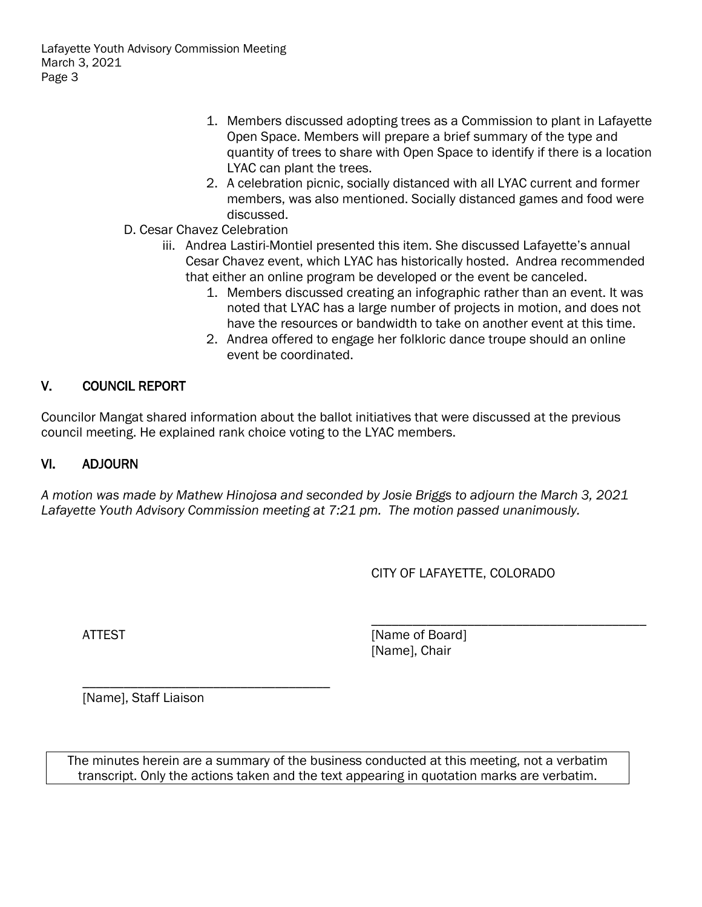1. Members discussed adopting trees as a Commission to plant in Lafayette Open Space. Members will prepare a brief summary of the type and quantity of trees to share with Open Space to identify if there is a location LYAC can plant the trees.
2. A celebration picnic, socially distanced with all LYAC current and former members, was also mentioned. Socially distanced games and food were discussed.

D. Cesar Chavez Celebration

iii. Andrea Lastiri-Montiel presented this item. She discussed Lafayette's annual Cesar Chavez event, which LYAC has historically hosted. Andrea recommended that either an online program be developed or the event be canceled.

1. Members discussed creating an infographic rather than an event. It was noted that LYAC has a large number of projects in motion, and does not have the resources or bandwidth to take on another event at this time.
2. Andrea offered to engage her folkloric dance troupe should an online event be coordinated.

## V. COUNCIL REPORT

Councilor Mangat shared information about the ballot initiatives that were discussed at the previous council meeting. He explained rank choice voting to the LYAC members.

## VI. ADJOURN

*A motion was made by Mathew Hinojosa and seconded by Josie Briggs to adjourn the March 3, 2021 Lafayette Youth Advisory Commission meeting at 7:21 pm. The motion passed unanimously.*

CITY OF LAFAYETTE, COLORADO

\_\_\_\_\_\_\_\_\_\_\_\_\_\_\_\_\_\_\_\_\_\_\_\_\_\_\_\_\_\_\_\_\_\_\_\_\_\_\_\_

ATTEST

[Name of Board]
[Name], Chair

\_\_\_\_\_\_\_\_\_\_\_\_\_\_\_\_\_\_\_\_\_\_\_\_\_\_\_\_\_\_\_\_\_\_\_\_

[Name], Staff Liaison

The minutes herein are a summary of the business conducted at this meeting, not a verbatim transcript. Only the actions taken and the text appearing in quotation marks are verbatim.